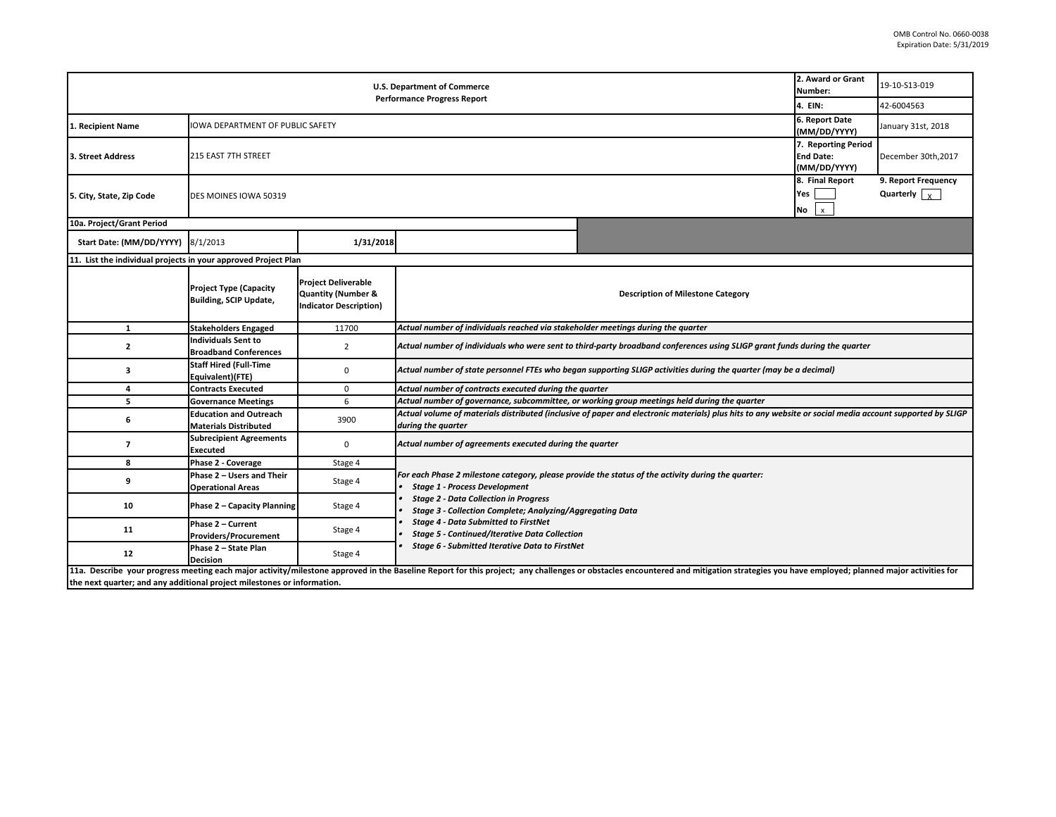OMB Control No. 0660-0038
Expiration Date: 5/31/2019

| U.S. Department of Commerce<br>Performance Progress Report | | 2. Award or Grant Number: | 19-10-S13-019 |
|---|---|---|---|
| | | 4. EIN: | 42-6004563 |
| 1. Recipient Name | IOWA DEPARTMENT OF PUBLIC SAFETY | 6. Report Date (MM/DD/YYYY) | January 31st, 2018 |
| 3. Street Address | 215 EAST 7TH STREET | 7. Reporting Period End Date: (MM/DD/YYYY) | December 30th,2017 |
| 5. City, State, Zip Code | DES MOINES IOWA 50319 | 8. Final Report<br>Yes [ ]<br>No [x] | 9. Report Frequency<br>Quarterly [X] |

| 10a. Project/Grant Period | | | |
|---|---|---|---|
| Start Date: (MM/DD/YYYY) | 8/1/2013 | 1/31/2018 | |

11. List the individual projects in your approved Project Plan

| | Project Type (Capacity Building, SCIP Update, | Project Deliverable Quantity (Number & Indicator Description) | Description of Milestone Category |
|---|---|---|---|
| 1 | Stakeholders Engaged | 11700 | *Actual number of individuals reached via stakeholder meetings during the quarter* |
| 2 | Individuals Sent to Broadband Conferences | 2 | *Actual number of individuals who were sent to third-party broadband conferences using SLIGP grant funds during the quarter* |
| 3 | Staff Hired (Full-Time Equivalent)(FTE) | 0 | *Actual number of state personnel FTEs who began supporting SLIGP activities during the quarter (may be a decimal)* |
| 4 | Contracts Executed | 0 | *Actual number of contracts executed during the quarter* |
| 5 | Governance Meetings | 6 | *Actual number of governance, subcommittee, or working group meetings held during the quarter* |
| 6 | Education and Outreach Materials Distributed | 3900 | *Actual volume of materials distributed (inclusive of paper and electronic materials) plus hits to any website or social media account supported by SLIGP during the quarter* |
| 7 | Subrecipient Agreements Executed | 0 | *Actual number of agreements executed during the quarter* |
| 8 | Phase 2 - Coverage | Stage 4 | *For each Phase 2 milestone category, please provide the status of the activity during the quarter:*<br>• *Stage 1 - Process Development*<br>• *Stage 2 - Data Collection in Progress*<br>• *Stage 3 - Collection Complete; Analyzing/Aggregating Data*<br>• *Stage 4 - Data Submitted to FirstNet*<br>• *Stage 5 - Continued/Iterative Data Collection*<br>• *Stage 6 - Submitted Iterative Data to FirstNet* |
| 9 | Phase 2 – Users and Their Operational Areas | Stage 4 | |
| 10 | Phase 2 – Capacity Planning | Stage 4 | |
| 11 | Phase 2 – Current Providers/Procurement | Stage 4 | |
| 12 | Phase 2 – State Plan Decision | Stage 4 | |

**11a. Describe your progress meeting each major activity/milestone approved in the Baseline Report for this project; any challenges or obstacles encountered and mitigation strategies you have employed; planned major activities for the next quarter; and any additional project milestones or information.**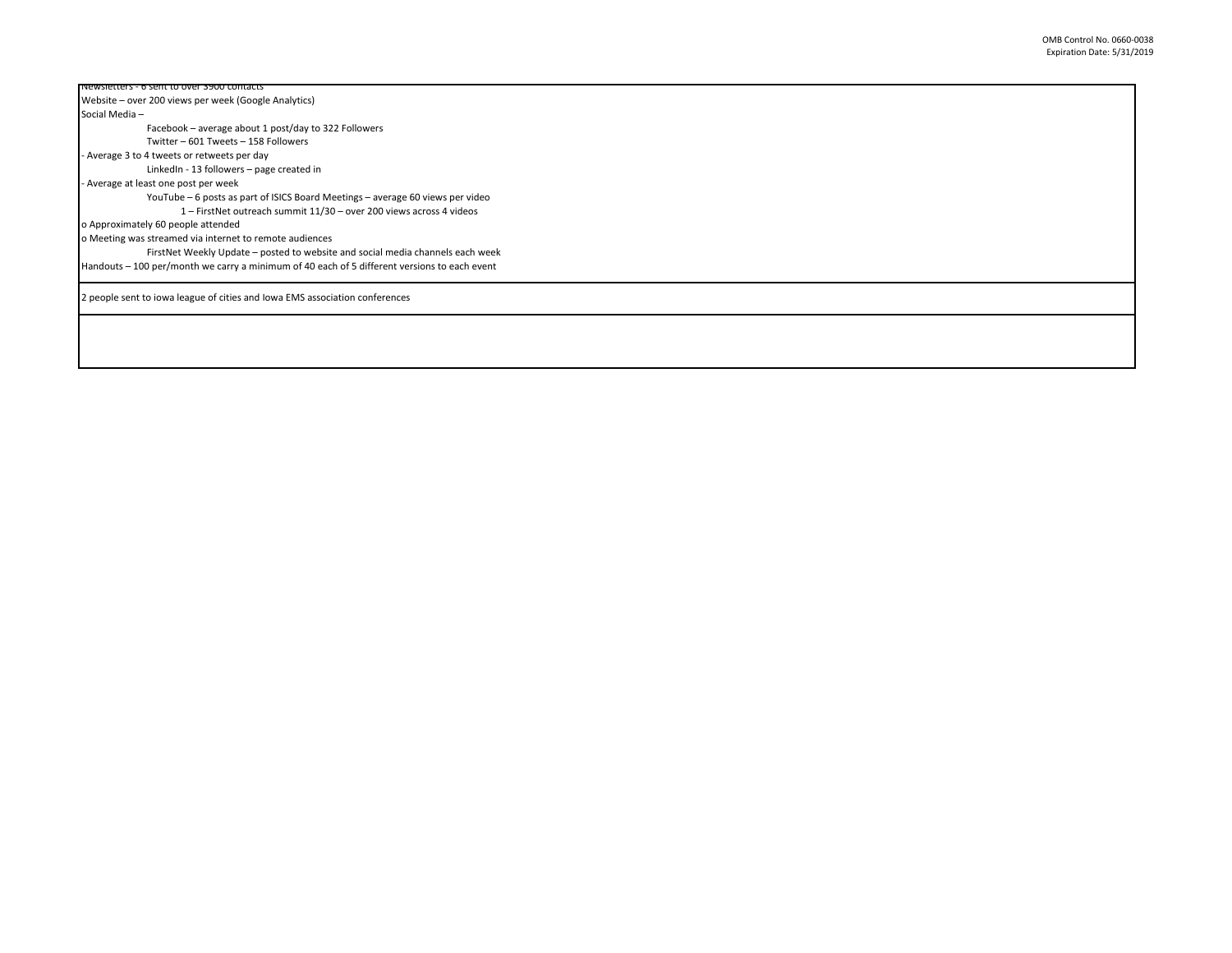Newsletters - 6 sent to over 3900 contacts

Website – over 200 views per week (Google Analytics)

Social Media –

- Facebook – average about 1 post/day to 322 Followers
- Twitter – 601 Tweets – 158 Followers

- Average 3 to 4 tweets or retweets per day

- LinkedIn - 13 followers – page created in

- Average at least one post per week

- YouTube – 6 posts as part of ISICS Board Meetings – average 60 views per video
  - 1 – FirstNet outreach summit 11/30 – over 200 views across 4 videos

o Approximately 60 people attended

o Meeting was streamed via internet to remote audiences

- FirstNet Weekly Update – posted to website and social media channels each week

Handouts – 100 per/month we carry a minimum of 40 each of 5 different versions to each event

2 people sent to iowa league of cities and Iowa EMS association conferences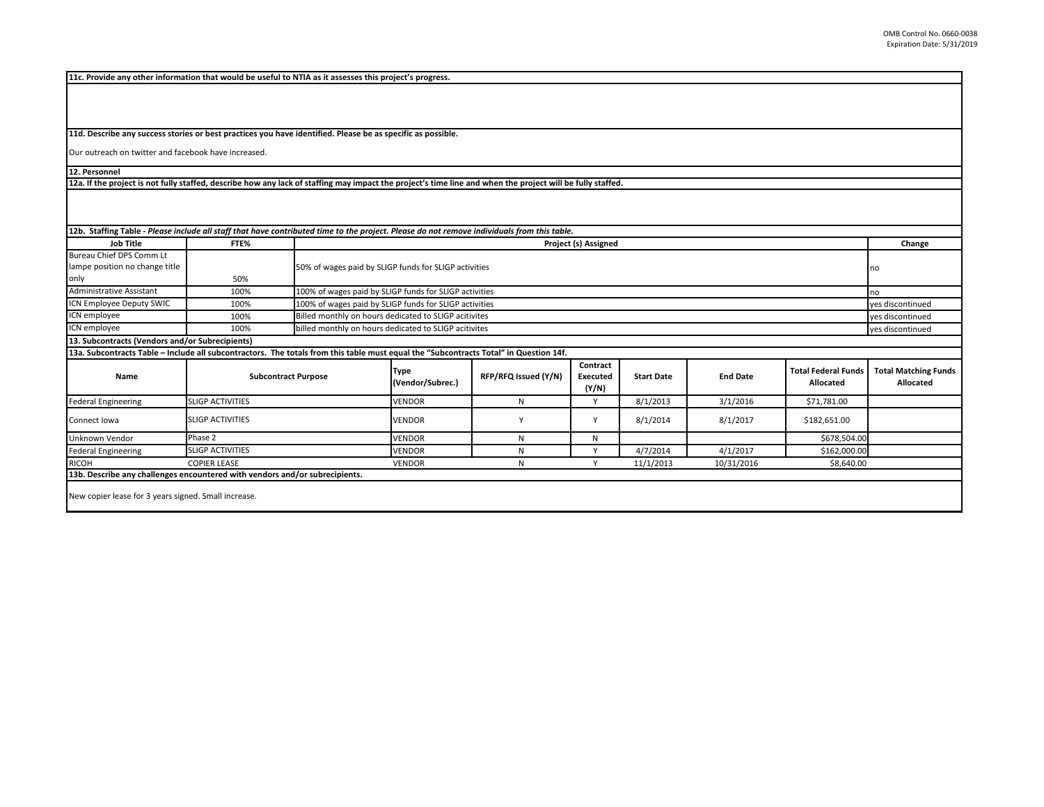**11c. Provide any other information that would be useful to NTIA as it assesses this project's progress.**

**11d. Describe any success stories or best practices you have identified. Please be as specific as possible.**

Our outreach on twitter and facebook have increased.

**12. Personnel**

**12a. If the project is not fully staffed, describe how any lack of staffing may impact the project's time line and when the project will be fully staffed.**

**12b. Staffing Table -** ***Please include all staff that have contributed time to the project. Please do not remove individuals from this table.***

| Job Title | FTE% | Project (s) Assigned | Change |
|---|---|---|---|
| Bureau Chief DPS Comm Lt lampe position no change title only | 50% | 50% of wages paid by SLIGP funds for SLIGP activities | no |
| Administrative Assistant | 100% | 100% of wages paid by SLIGP funds for SLIGP activities | no |
| ICN Employee Deputy SWIC | 100% | 100% of wages paid by SLIGP funds for SLIGP activities | yes discontinued |
| ICN employee | 100% | Billed monthly on hours dedicated to SLIGP acitivites | yes discontinued |
| ICN employee | 100% | billed monthly on hours dedicated to SLIGP acitivites | yes discontinued |

**13. Subcontracts (Vendors and/or Subrecipients)**

**13a. Subcontracts Table – Include all subcontractors. The totals from this table must equal the "Subcontracts Total" in Question 14f.**

| Name | Subcontract Purpose | Type (Vendor/Subrec.) | RFP/RFQ Issued (Y/N) | Contract Executed (Y/N) | Start Date | End Date | Total Federal Funds Allocated | Total Matching Funds Allocated |
|---|---|---|---|---|---|---|---|---|
| Federal Engineering | SLIGP ACTIVITIES | VENDOR | N | Y | 8/1/2013 | 3/1/2016 | $71,781.00 | |
| Connect Iowa | SLIGP ACTIVITIES | VENDOR | Y | Y | 8/1/2014 | 8/1/2017 | $182,651.00 | |
| Unknown Vendor | Phase 2 | VENDOR | N | N | | | $678,504.00 | |
| Federal Engineering | SLIGP ACTIVITIES | VENDOR | N | Y | 4/7/2014 | 4/1/2017 | $162,000.00 | |
| RICOH | COPIER LEASE | VENDOR | N | Y | 11/1/2013 | 10/31/2016 | $8,640.00 | |

**13b. Describe any challenges encountered with vendors and/or subrecipients.**

New copier lease for 3 years signed. Small increase.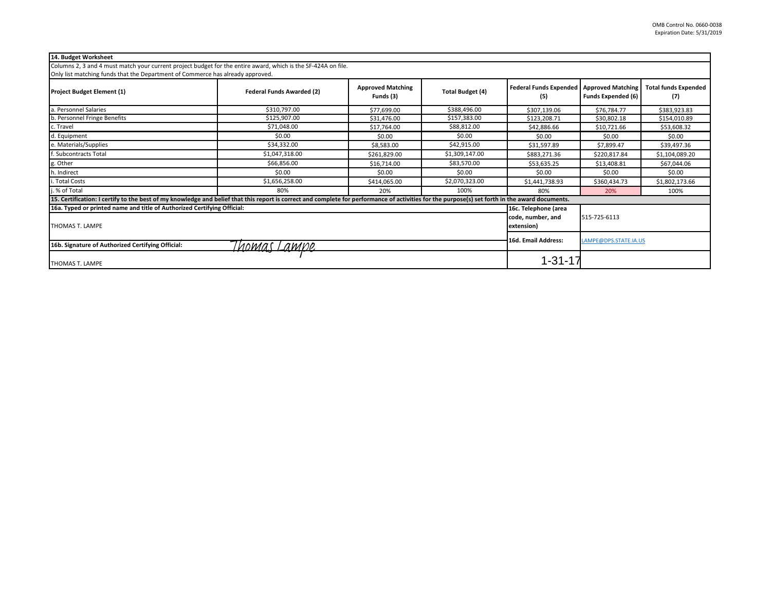OMB Control No. 0660-0038
Expiration Date: 5/31/2019

**14. Budget Worksheet**

Columns 2, 3 and 4 must match your current project budget for the entire award, which is the SF-424A on file.
Only list matching funds that the Department of Commerce has already approved.

| Project Budget Element (1) | Federal Funds Awarded (2) | Approved Matching Funds (3) | Total Budget (4) | Federal Funds Expended (5) | Approved Matching Funds Expended (6) | Total funds Expended (7) |
|---|---|---|---|---|---|---|
| a. Personnel Salaries | $310,797.00 | $77,699.00 | $388,496.00 | $307,139.06 | $76,784.77 | $383,923.83 |
| b. Personnel Fringe Benefits | $125,907.00 | $31,476.00 | $157,383.00 | $123,208.71 | $30,802.18 | $154,010.89 |
| c. Travel | $71,048.00 | $17,764.00 | $88,812.00 | $42,886.66 | $10,721.66 | $53,608.32 |
| d. Equipment | $0.00 | $0.00 | $0.00 | $0.00 | $0.00 | $0.00 |
| e. Materials/Supplies | $34,332.00 | $8,583.00 | $42,915.00 | $31,597.89 | $7,899.47 | $39,497.36 |
| f. Subcontracts Total | $1,047,318.00 | $261,829.00 | $1,309,147.00 | $883,271.36 | $220,817.84 | $1,104,089.20 |
| g. Other | $66,856.00 | $16,714.00 | $83,570.00 | $53,635.25 | $13,408.81 | $67,044.06 |
| h. Indirect | $0.00 | $0.00 | $0.00 | $0.00 | $0.00 | $0.00 |
| i. Total Costs | $1,656,258.00 | $414,065.00 | $2,070,323.00 | $1,441,738.93 | $360,434.73 | $1,802,173.66 |
| j. % of Total | 80% | 20% | 100% | 80% | 20% | 100% |

**15. Certification: I certify to the best of my knowledge and belief that this report is correct and complete for performance of activities for the purpose(s) set forth in the award documents.**

| | | |
|---|---|---|
| **16a. Typed or printed name and title of Authorized Certifying Official:** THOMAS T. LAMPE | **16c. Telephone (area code, number, and extension)** | 515-725-6113 |
| **16b. Signature of Authorized Certifying Official:** Thomas Lampe | **16d. Email Address:** | LAMPE@DPS.STATE.IA.US |
| THOMAS T. LAMPE | 1-31-17 | |